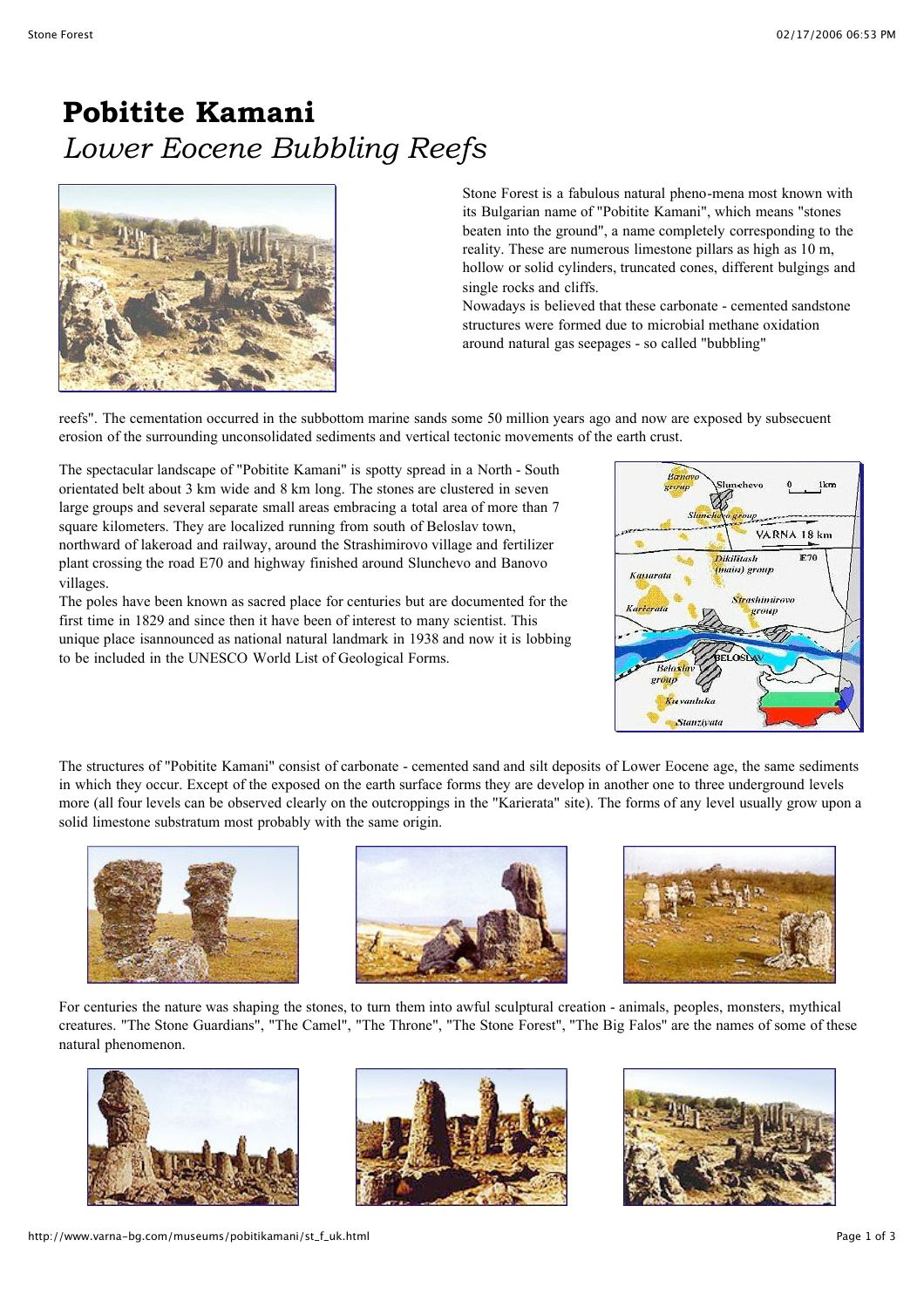# Pobitite Kamani

*Lower Eocene Bubbling Reefs*

Stone Forest is a fabulous natural pheno-mena most known with its Bulgarian name of "Pobitite Kamani", which means "stones beaten into the ground", a name completely corresponding to the reality. These are numerous limestone pillars as high as 10 m, hollow or solid cylinders, truncated cones, different bulgings and single rocks and cliffs.

Nowadays is believed that these carbonate - cemented sandstone structures were formed due to microbial methane oxidation around natural gas seepages - so called "bubbling" reefs". The cementation occurred in the subbottom marine sands some 50 million years ago and now are exposed by subsecuent erosion of the surrounding unconsolidated sediments and vertical tectonic movements of the earth crust.

The spectacular landscape of "Pobitite Kamani" is spotty spread in a North - South orientated belt about 3 km wide and 8 km long. The stones are clustered in seven large groups and several separate small areas embracing a total area of more than 7 square kilometers. They are localized running from south of Beloslav town, northward of lakeroad and railway, around the Strashimirovo village and fertilizer plant crossing the road E70 and highway finished around Slunchevo and Banovo villages.

The poles have been known as sacred place for centuries but are documented for the first time in 1829 and since then it have been of interest to many scientist. This unique place isannounced as national natural landmark in 1938 and now it is lobbing to be included in the UNESCO World List of Geological Forms.

The structures of "Pobitite Kamani" consist of carbonate - cemented sand and silt deposits of Lower Eocene age, the same sediments in which they occur. Except of the exposed on the earth surface forms they are develop in another one to three underground levels more (all four levels can be observed clearly on the outcroppings in the "Karierata" site). The forms of any level usually grow upon a solid limestone substratum most probably with the same origin.

For centuries the nature was shaping the stones, to turn them into awful sculptural creation - animals, peoples, monsters, mythical creatures. "The Stone Guardians", "The Camel", "The Throne", "The Stone Forest", "The Big Falos" are the names of some of these natural phenomenon.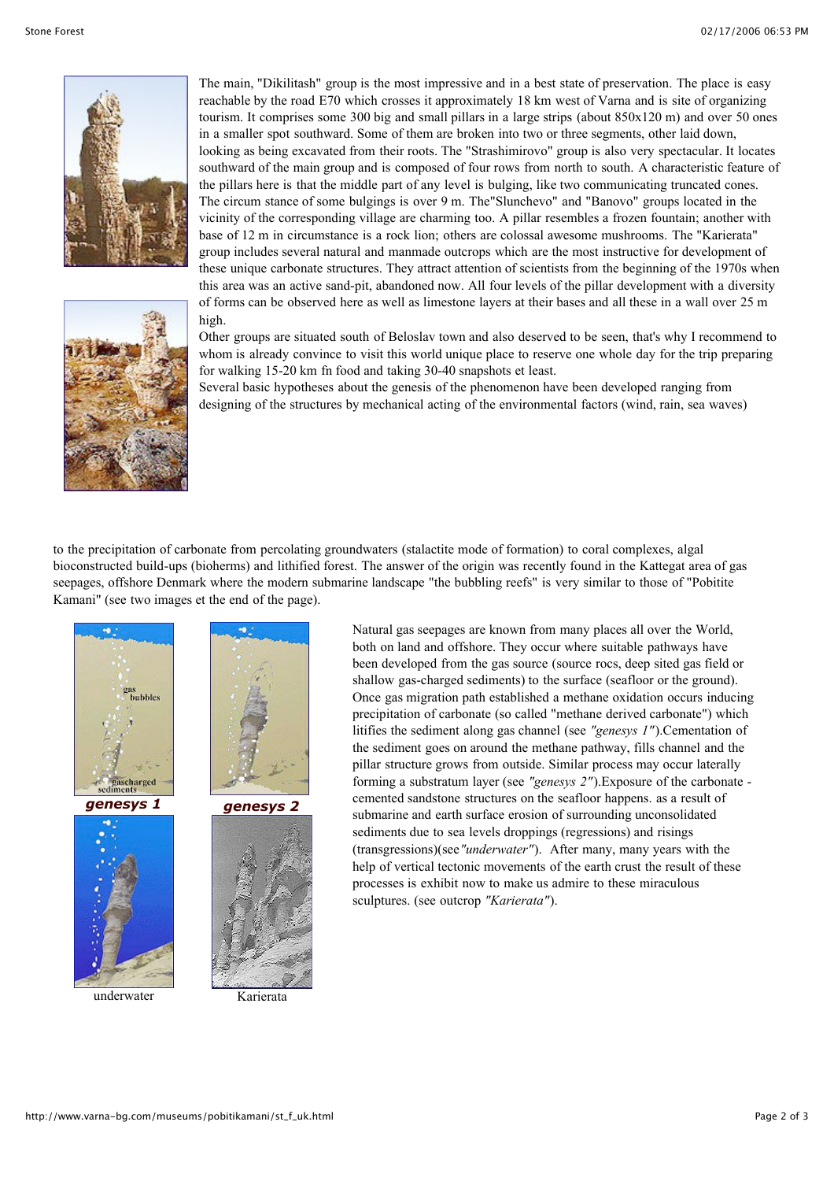The main, "Dikilitash" group is the most impressive and in a best state of preservation. The place is easy reachable by the road E70 which crosses it approximately 18 km west of Varna and is site of organizing tourism. It comprises some 300 big and small pillars in a large strips (about 850x120 m) and over 50 ones in a smaller spot southward. Some of them are broken into two or three segments, other laid down, looking as being excavated from their roots. The "Strashimirovo" group is also very spectacular. It locates southward of the main group and is composed of four rows from north to south. A characteristic feature of the pillars here is that the middle part of any level is bulging, like two communicating truncated cones. The circum stance of some bulgings is over 9 m. The"Slunchevo" and "Banovo" groups located in the vicinity of the corresponding village are charming too. A pillar resembles a frozen fountain; another with base of 12 m in circumstance is a rock lion; others are colossal awesome mushrooms. The "Karierata" group includes several natural and manmade outcrops which are the most instructive for development of these unique carbonate structures. They attract attention of scientists from the beginning of the 1970s when this area was an active sand-pit, abandoned now. All four levels of the pillar development with a diversity of forms can be observed here as well as limestone layers at their bases and all these in a wall over 25 m high.

Other groups are situated south of Beloslav town and also deserved to be seen, that's why I recommend to whom is already convince to visit this world unique place to reserve one whole day for the trip preparing for walking 15-20 km fn food and taking 30-40 snapshots et least.

Several basic hypotheses about the genesis of the phenomenon have been developed ranging from designing of the structures by mechanical acting of the environmental factors (wind, rain, sea waves) to the precipitation of carbonate from percolating groundwaters (stalactite mode of formation) to coral complexes, algal bioconstructed build-ups (bioherms) and lithified forest. The answer of the origin was recently found in the Kattegat area of gas seepages, offshore Denmark where the modern submarine landscape "the bubbling reefs" is very similar to those of "Pobitite Kamani" (see two images et the end of the page).

***genesys 1***

***genesys 2***

underwater

Karierata

Natural gas seepages are known from many places all over the World, both on land and offshore. They occur where suitable pathways have been developed from the gas source (source rocs, deep sited gas field or shallow gas-charged sediments) to the surface (seafloor or the ground). Once gas migration path established a methane oxidation occurs inducing precipitation of carbonate (so called "methane derived carbonate") which litifies the sediment along gas channel (see *"genesys 1"*).Cementation of the sediment goes on around the methane pathway, fills channel and the pillar structure grows from outside. Similar process may occur laterally forming a substratum layer (see *"genesys 2"*).Exposure of the carbonate - cemented sandstone structures on the seafloor happens. as a result of submarine and earth surface erosion of surrounding unconsolidated sediments due to sea levels droppings (regressions) and risings (transgressions)(see *"underwater"*). After many, many years with the help of vertical tectonic movements of the earth crust the result of these processes is exhibit now to make us admire to these miraculous sculptures. (see outcrop *"Karierata"*).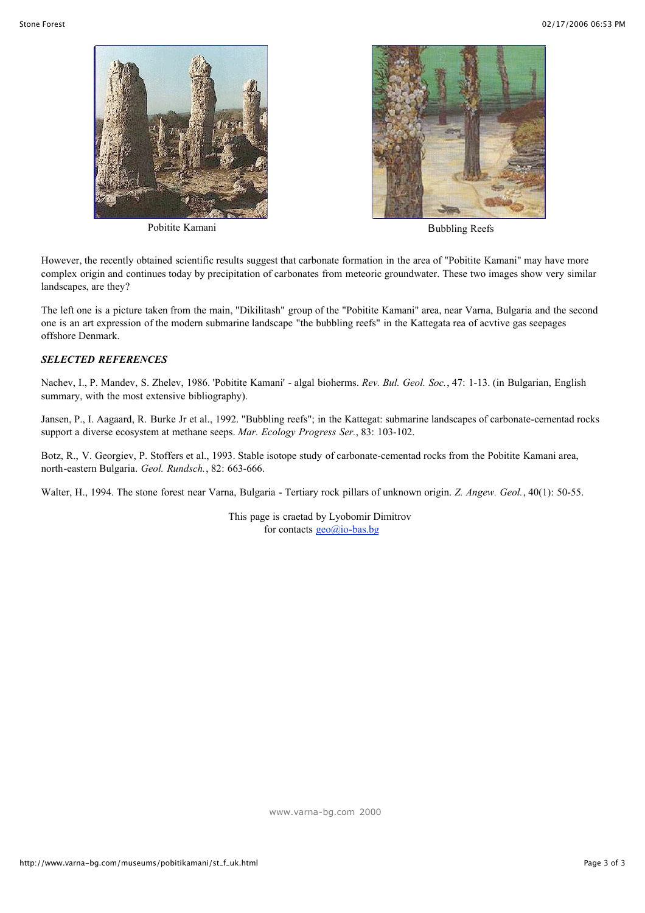Pobitite Kamani

Bubbling Reefs

However, the recently obtained scientific results suggest that carbonate formation in the area of "Pobitite Kamani" may have more complex origin and continues today by precipitation of carbonates from meteoric groundwater. These two images show very similar landscapes, are they?

The left one is a picture taken from the main, "Dikilitash" group of the "Pobitite Kamani" area, near Varna, Bulgaria and the second one is an art expression of the modern submarine landscape "the bubbling reefs" in the Kattegata rea of acvtive gas seepages offshore Denmark.

### ***SELECTED REFERENCES***

Nachev, I., P. Mandev, S. Zhelev, 1986. 'Pobitite Kamani' - algal bioherms. *Rev. Bul. Geol. Soc.*, 47: 1-13. (in Bulgarian, English summary, with the most extensive bibliography).

Jansen, P., I. Aagaard, R. Burke Jr et al., 1992. "Bubbling reefs"; in the Kattegat: submarine landscapes of carbonate-cementad rocks support a diverse ecosystem at methane seeps. *Mar. Ecology Progress Ser.*, 83: 103-102.

Botz, R., V. Georgiev, P. Stoffers et al., 1993. Stable isotope study of carbonate-cementad rocks from the Pobitite Kamani area, north-eastern Bulgaria. *Geol. Rundsch.*, 82: 663-666.

Walter, H., 1994. The stone forest near Varna, Bulgaria - Tertiary rock pillars of unknown origin. *Z. Angew. Geol.*, 40(1): 50-55.

This page is craetad by Lyobomir Dimitrov
for contacts geo@io-bas.bg

www.varna-bg.com 2000